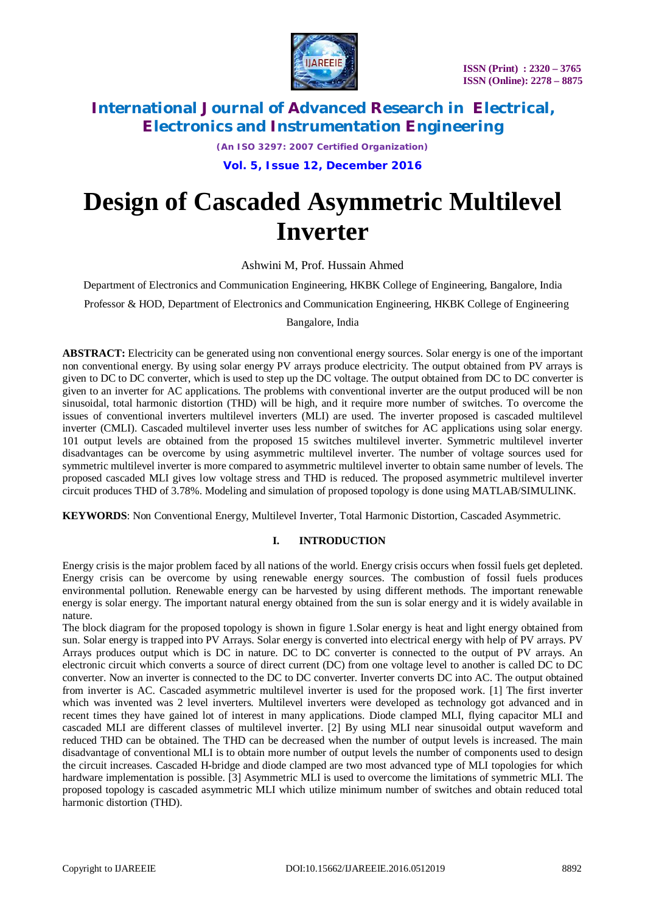# Design of Cascaded Asymmetric Multilevel Inverter

Ashwini M, Prof. Hussain Ahmed

Department of Electronics and Communication Engineering, HKBK College of Engineering, Bangalore, India

Professor & HOD, Department of Electronics and Communication Engineering, HKBK College of Engineering

Bangalore, India

**ABSTRACT:** Electricity can be generated using non conventional energy sources. Solar energy is one of the important non conventional energy. By using solar energy PV arrays produce electricity. The output obtained from PV arrays is given to DC to DC converter, which is used to step up the DC voltage. The output obtained from DC to DC converter is given to an inverter for AC applications. The problems with conventional inverter are the output produced will be non sinusoidal, total harmonic distortion (THD) will be high, and it require more number of switches. To overcome the issues of conventional inverters multilevel inverters (MLI) are used. The inverter proposed is cascaded multilevel inverter (CMLI). Cascaded multilevel inverter uses less number of switches for AC applications using solar energy. 101 output levels are obtained from the proposed 15 switches multilevel inverter. Symmetric multilevel inverter disadvantages can be overcome by using asymmetric multilevel inverter. The number of voltage sources used for symmetric multilevel inverter is more compared to asymmetric multilevel inverter to obtain same number of levels. The proposed cascaded MLI gives low voltage stress and THD is reduced. The proposed asymmetric multilevel inverter circuit produces THD of 3.78%. Modeling and simulation of proposed topology is done using MATLAB/SIMULINK.

**KEYWORDS**: Non Conventional Energy, Multilevel Inverter, Total Harmonic Distortion, Cascaded Asymmetric.

## I. INTRODUCTION

Energy crisis is the major problem faced by all nations of the world. Energy crisis occurs when fossil fuels get depleted. Energy crisis can be overcome by using renewable energy sources. The combustion of fossil fuels produces environmental pollution. Renewable energy can be harvested by using different methods. The important renewable energy is solar energy. The important natural energy obtained from the sun is solar energy and it is widely available in nature.

The block diagram for the proposed topology is shown in figure 1.Solar energy is heat and light energy obtained from sun. Solar energy is trapped into PV Arrays. Solar energy is converted into electrical energy with help of PV arrays. PV Arrays produces output which is DC in nature. DC to DC converter is connected to the output of PV arrays. An electronic circuit which converts a source of direct current (DC) from one voltage level to another is called DC to DC converter. Now an inverter is connected to the DC to DC converter. Inverter converts DC into AC. The output obtained from inverter is AC. Cascaded asymmetric multilevel inverter is used for the proposed work. [1] The first inverter which was invented was 2 level inverters. Multilevel inverters were developed as technology got advanced and in recent times they have gained lot of interest in many applications. Diode clamped MLI, flying capacitor MLI and cascaded MLI are different classes of multilevel inverter. [2] By using MLI near sinusoidal output waveform and reduced THD can be obtained. The THD can be decreased when the number of output levels is increased. The main disadvantage of conventional MLI is to obtain more number of output levels the number of components used to design the circuit increases. Cascaded H-bridge and diode clamped are two most advanced type of MLI topologies for which hardware implementation is possible. [3] Asymmetric MLI is used to overcome the limitations of symmetric MLI. The proposed topology is cascaded asymmetric MLI which utilize minimum number of switches and obtain reduced total harmonic distortion (THD).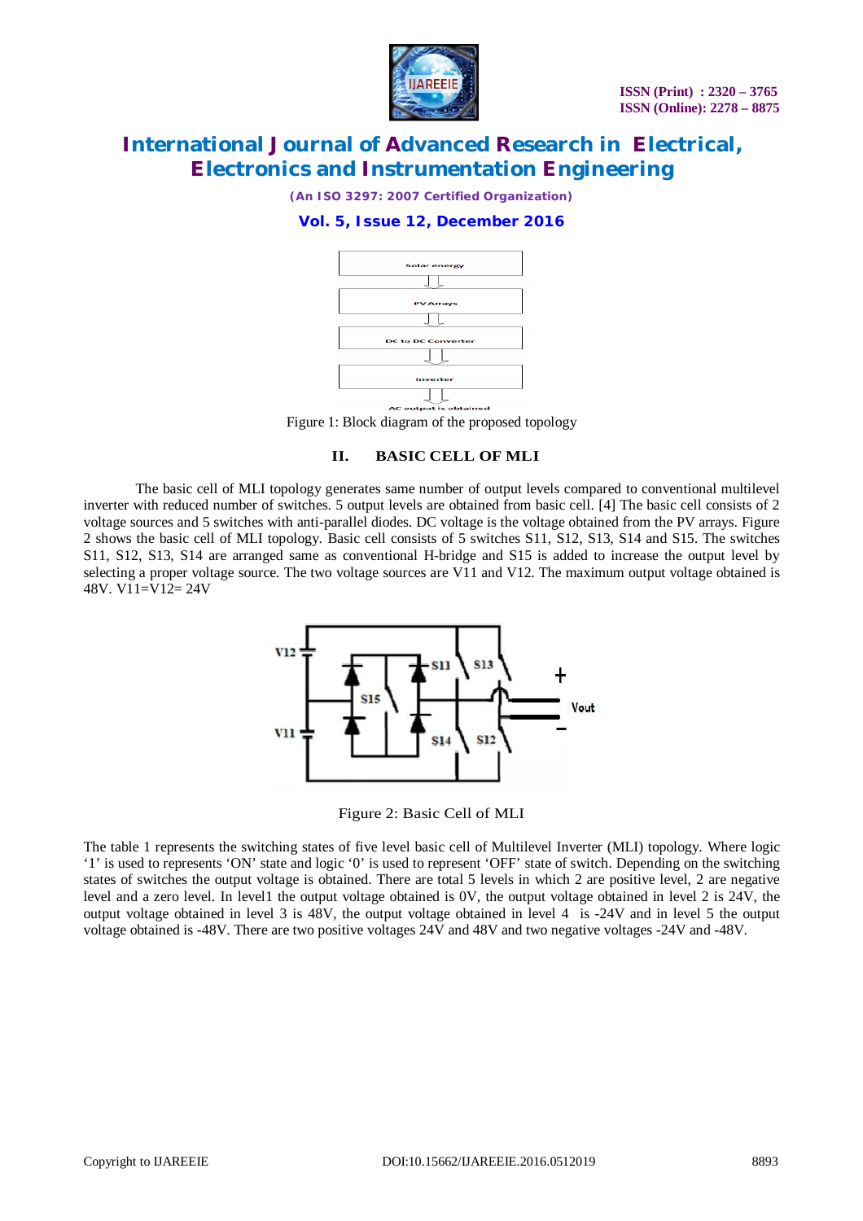Figure 1: Block diagram of the proposed topology

## II. BASIC CELL OF MLI

The basic cell of MLI topology generates same number of output levels compared to conventional multilevel inverter with reduced number of switches. 5 output levels are obtained from basic cell. [4] The basic cell consists of 2 voltage sources and 5 switches with anti-parallel diodes. DC voltage is the voltage obtained from the PV arrays. Figure 2 shows the basic cell of MLI topology. Basic cell consists of 5 switches S11, S12, S13, S14 and S15. The switches S11, S12, S13, S14 are arranged same as conventional H-bridge and S15 is added to increase the output level by selecting a proper voltage source. The two voltage sources are V11 and V12. The maximum output voltage obtained is 48V. V11=V12= 24V

Figure 2: Basic Cell of MLI

The table 1 represents the switching states of five level basic cell of Multilevel Inverter (MLI) topology. Where logic '1' is used to represents 'ON' state and logic '0' is used to represent 'OFF' state of switch. Depending on the switching states of switches the output voltage is obtained. There are total 5 levels in which 2 are positive level, 2 are negative level and a zero level. In level1 the output voltage obtained is 0V, the output voltage obtained in level 2 is 24V, the output voltage obtained in level 3 is 48V, the output voltage obtained in level 4 is -24V and in level 5 the output voltage obtained is -48V. There are two positive voltages 24V and 48V and two negative voltages -24V and -48V.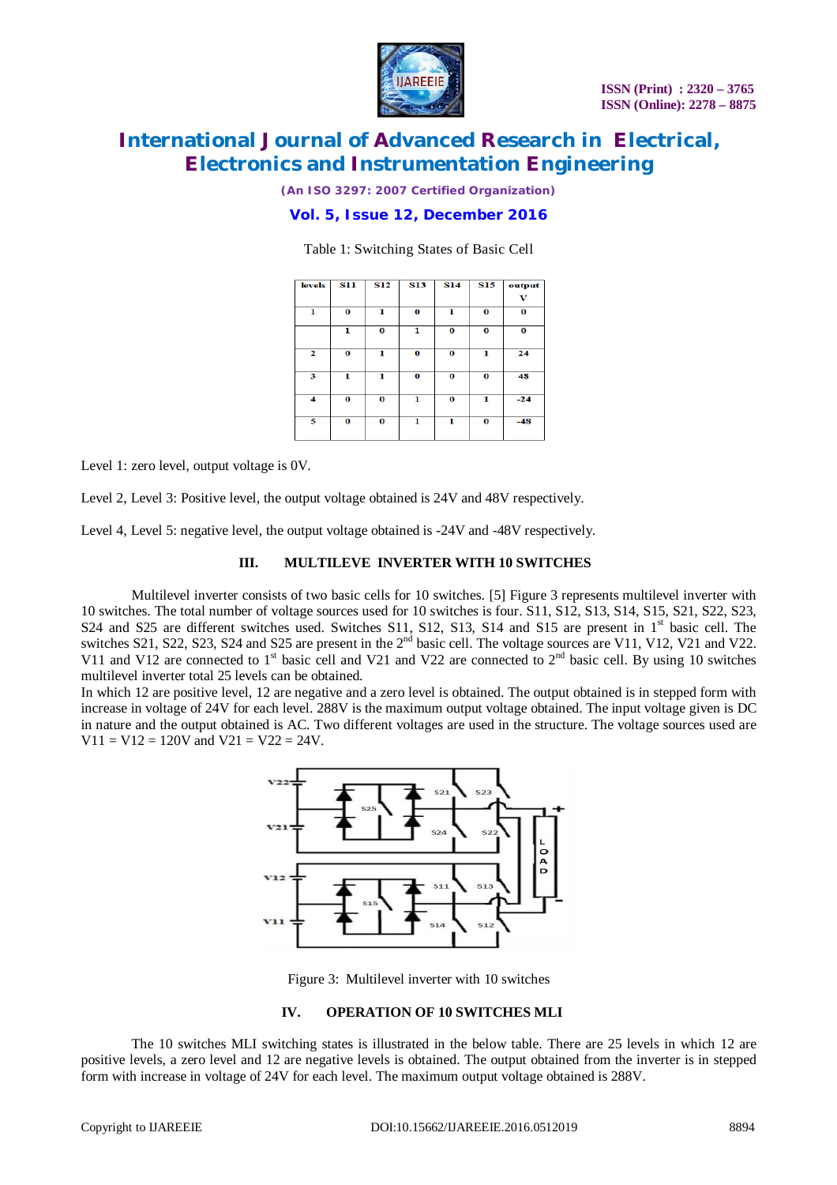Table 1: Switching States of Basic Cell

| levels | S11 | S12 | S13 | S14 | S15 | output V |
|---|---|---|---|---|---|---|
| 1 | 0 | 1 | 0 | 1 | 0 | 0 |
| | 1 | 0 | 1 | 0 | 0 | 0 |
| 2 | 0 | 1 | 0 | 0 | 1 | 24 |
| 3 | 1 | 1 | 0 | 0 | 0 | 48 |
| 4 | 0 | 0 | 1 | 0 | 1 | -24 |
| 5 | 0 | 0 | 1 | 1 | 0 | -48 |

Level 1: zero level, output voltage is 0V.

Level 2, Level 3: Positive level, the output voltage obtained is 24V and 48V respectively.

Level 4, Level 5: negative level, the output voltage obtained is -24V and -48V respectively.

## III. MULTILEVE INVERTER WITH 10 SWITCHES

Multilevel inverter consists of two basic cells for 10 switches. [5] Figure 3 represents multilevel inverter with 10 switches. The total number of voltage sources used for 10 switches is four. S11, S12, S13, S14, S15, S21, S22, S23, S24 and S25 are different switches used. Switches S11, S12, S13, S14 and S15 are present in 1st basic cell. The switches S21, S22, S23, S24 and S25 are present in the 2nd basic cell. The voltage sources are V11, V12, V21 and V22. V11 and V12 are connected to 1st basic cell and V21 and V22 are connected to 2nd basic cell. By using 10 switches multilevel inverter total 25 levels can be obtained.

In which 12 are positive level, 12 are negative and a zero level is obtained. The output obtained is in stepped form with increase in voltage of 24V for each level. 288V is the maximum output voltage obtained. The input voltage given is DC in nature and the output obtained is AC. Two different voltages are used in the structure. The voltage sources used are V11 = V12 = 120V and V21 = V22 = 24V.

Figure 3: Multilevel inverter with 10 switches

## IV. OPERATION OF 10 SWITCHES MLI

The 10 switches MLI switching states is illustrated in the below table. There are 25 levels in which 12 are positive levels, a zero level and 12 are negative levels is obtained. The output obtained from the inverter is in stepped form with increase in voltage of 24V for each level. The maximum output voltage obtained is 288V.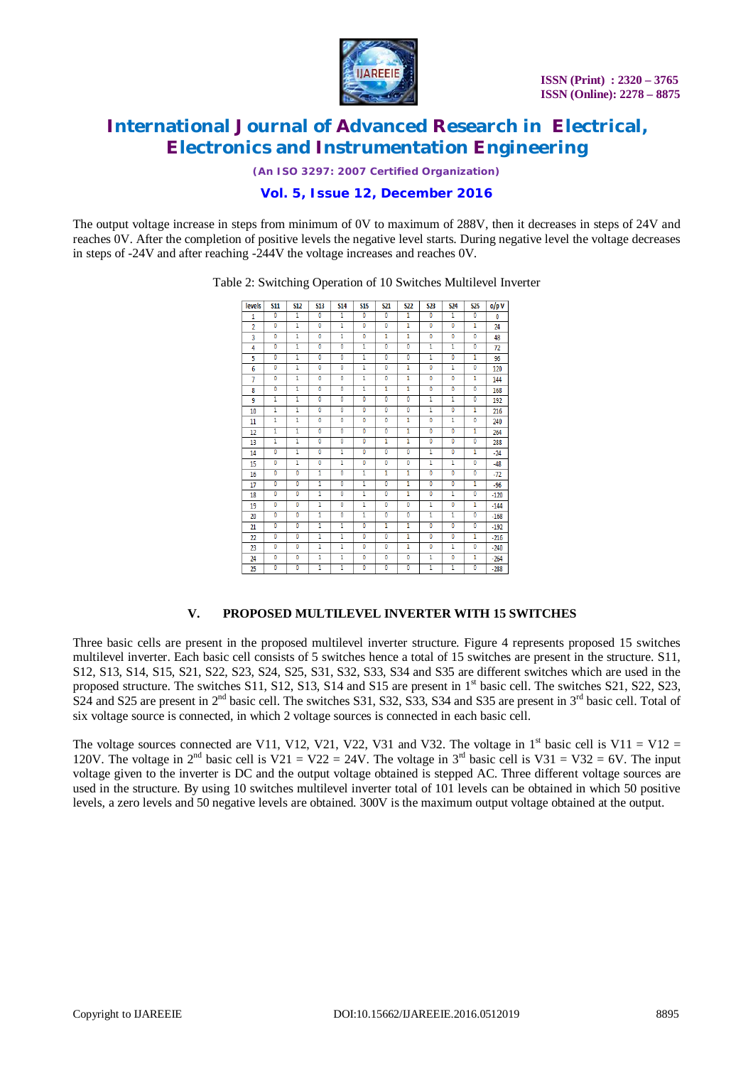The output voltage increase in steps from minimum of 0V to maximum of 288V, then it decreases in steps of 24V and reaches 0V. After the completion of positive levels the negative level starts. During negative level the voltage decreases in steps of -24V and after reaching -244V the voltage increases and reaches 0V.

Table 2: Switching Operation of 10 Switches Multilevel Inverter

| levels | S11 | S12 | S13 | S14 | S15 | S21 | S22 | S23 | S24 | S25 | o/p V |
|---|---|---|---|---|---|---|---|---|---|---|---|
| 1 | 0 | 1 | 0 | 1 | 0 | 0 | 1 | 0 | 1 | 0 | 0 |
| 2 | 0 | 1 | 0 | 1 | 0 | 0 | 1 | 0 | 0 | 1 | 24 |
| 3 | 0 | 1 | 0 | 1 | 0 | 1 | 1 | 0 | 0 | 0 | 48 |
| 4 | 0 | 1 | 0 | 0 | 1 | 0 | 0 | 1 | 1 | 0 | 72 |
| 5 | 0 | 1 | 0 | 0 | 1 | 0 | 0 | 1 | 0 | 1 | 96 |
| 6 | 0 | 1 | 0 | 0 | 1 | 0 | 1 | 0 | 1 | 0 | 120 |
| 7 | 0 | 1 | 0 | 0 | 1 | 0 | 1 | 0 | 0 | 1 | 144 |
| 8 | 0 | 1 | 0 | 0 | 1 | 1 | 1 | 0 | 0 | 0 | 168 |
| 9 | 1 | 1 | 0 | 0 | 0 | 0 | 0 | 1 | 1 | 0 | 192 |
| 10 | 1 | 1 | 0 | 0 | 0 | 0 | 0 | 1 | 0 | 1 | 216 |
| 11 | 1 | 1 | 0 | 0 | 0 | 0 | 1 | 0 | 1 | 0 | 240 |
| 12 | 1 | 1 | 0 | 0 | 0 | 0 | 1 | 0 | 0 | 1 | 264 |
| 13 | 1 | 1 | 0 | 0 | 0 | 1 | 1 | 0 | 0 | 0 | 288 |
| 14 | 0 | 1 | 0 | 1 | 0 | 0 | 0 | 1 | 0 | 1 | -24 |
| 15 | 0 | 1 | 0 | 1 | 0 | 0 | 0 | 1 | 1 | 0 | -48 |
| 16 | 0 | 0 | 1 | 0 | 1 | 1 | 1 | 0 | 0 | 0 | -72 |
| 17 | 0 | 0 | 1 | 0 | 1 | 0 | 1 | 0 | 0 | 1 | -96 |
| 18 | 0 | 0 | 1 | 0 | 1 | 0 | 1 | 0 | 1 | 0 | -120 |
| 19 | 0 | 0 | 1 | 0 | 1 | 0 | 0 | 1 | 0 | 1 | -144 |
| 20 | 0 | 0 | 1 | 0 | 1 | 0 | 0 | 1 | 1 | 0 | -168 |
| 21 | 0 | 0 | 1 | 1 | 0 | 1 | 1 | 0 | 0 | 0 | -192 |
| 22 | 0 | 0 | 1 | 1 | 0 | 0 | 1 | 0 | 0 | 1 | -216 |
| 23 | 0 | 0 | 1 | 1 | 0 | 0 | 1 | 0 | 1 | 0 | -240 |
| 24 | 0 | 0 | 1 | 1 | 0 | 0 | 0 | 1 | 0 | 1 | -264 |
| 25 | 0 | 0 | 1 | 1 | 0 | 0 | 0 | 1 | 1 | 0 | -288 |

## V. PROPOSED MULTILEVEL INVERTER WITH 15 SWITCHES

Three basic cells are present in the proposed multilevel inverter structure. Figure 4 represents proposed 15 switches multilevel inverter. Each basic cell consists of 5 switches hence a total of 15 switches are present in the structure. S11, S12, S13, S14, S15, S21, S22, S23, S24, S25, S31, S32, S33, S34 and S35 are different switches which are used in the proposed structure. The switches S11, S12, S13, S14 and S15 are present in 1st basic cell. The switches S21, S22, S23, S24 and S25 are present in 2nd basic cell. The switches S31, S32, S33, S34 and S35 are present in 3rd basic cell. Total of six voltage source is connected, in which 2 voltage sources is connected in each basic cell.

The voltage sources connected are V11, V12, V21, V22, V31 and V32. The voltage in 1st basic cell is V11 = V12 = 120V. The voltage in 2nd basic cell is V21 = V22 = 24V. The voltage in 3rd basic cell is V31 = V32 = 6V. The input voltage given to the inverter is DC and the output voltage obtained is stepped AC. Three different voltage sources are used in the structure. By using 10 switches multilevel inverter total of 101 levels can be obtained in which 50 positive levels, a zero levels and 50 negative levels are obtained. 300V is the maximum output voltage obtained at the output.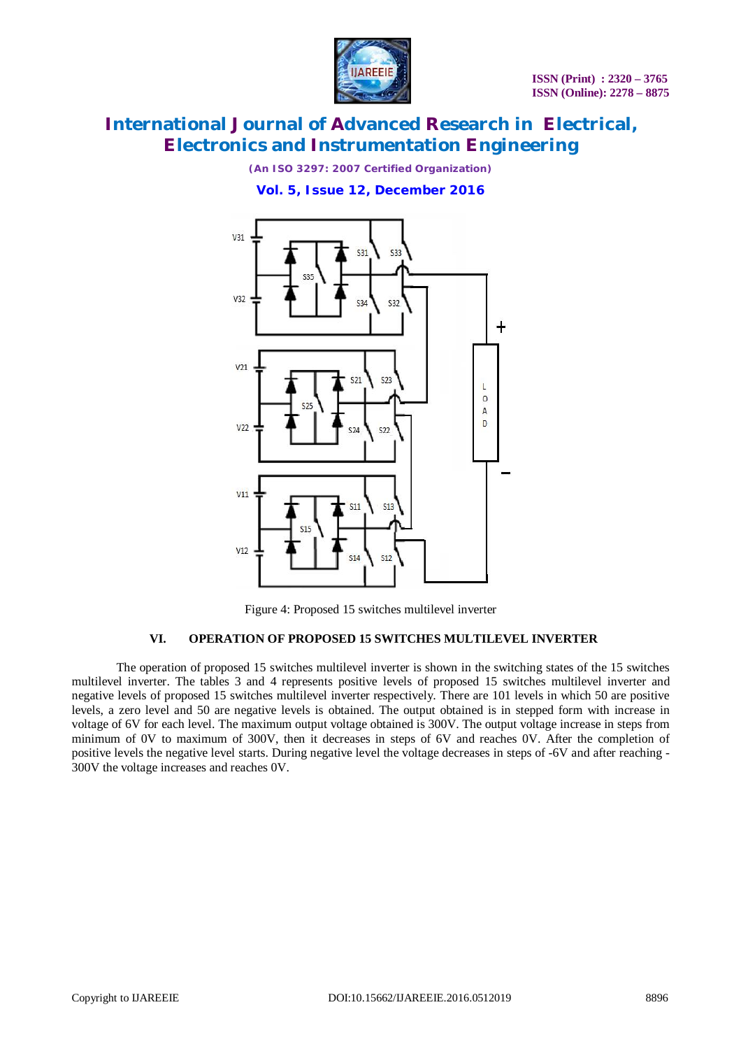Figure 4: Proposed 15 switches multilevel inverter

## VI. OPERATION OF PROPOSED 15 SWITCHES MULTILEVEL INVERTER

The operation of proposed 15 switches multilevel inverter is shown in the switching states of the 15 switches multilevel inverter. The tables 3 and 4 represents positive levels of proposed 15 switches multilevel inverter and negative levels of proposed 15 switches multilevel inverter respectively. There are 101 levels in which 50 are positive levels, a zero level and 50 are negative levels is obtained. The output obtained is in stepped form with increase in voltage of 6V for each level. The maximum output voltage obtained is 300V. The output voltage increase in steps from minimum of 0V to maximum of 300V, then it decreases in steps of 6V and reaches 0V. After the completion of positive levels the negative level starts. During negative level the voltage decreases in steps of -6V and after reaching -300V the voltage increases and reaches 0V.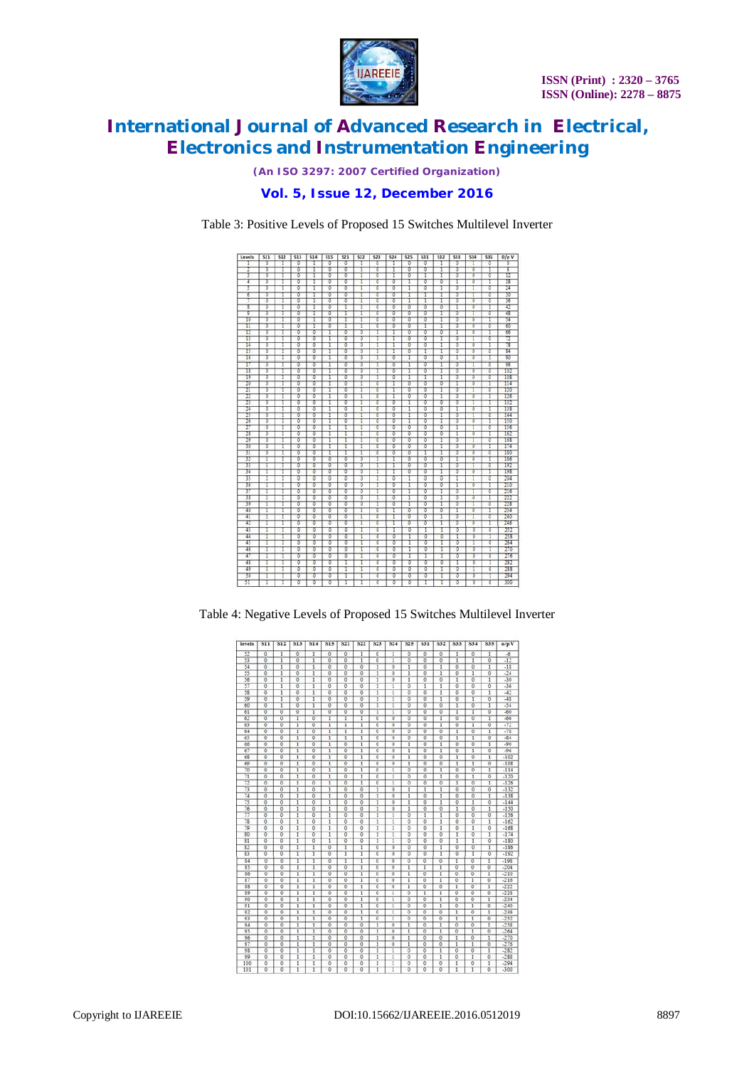Table 3: Positive Levels of Proposed 15 Switches Multilevel Inverter

| Levels | S11 | S12 | S13 | S14 | S15 | S21 | S22 | S23 | S24 | S25 | S31 | S32 | S33 | S34 | S35 | o/p V |
|---|---|---|---|---|---|---|---|---|---|---|---|---|---|---|---|---|
| 1 | 0 | 1 | 0 | 1 | 0 | 0 | 1 | 0 | 1 | 0 | 0 | 1 | 0 | 1 | 0 | 0 |
| 2 | 0 | 1 | 0 | 1 | 0 | 0 | 1 | 0 | 1 | 0 | 0 | 1 | 0 | 0 | 1 | 6 |
| 3 | 0 | 1 | 0 | 1 | 0 | 0 | 1 | 0 | 1 | 0 | 1 | 1 | 0 | 0 | 0 | 12 |
| 4 | 0 | 1 | 0 | 1 | 0 | 0 | 1 | 0 | 0 | 1 | 0 | 0 | 1 | 0 | 1 | 18 |
| 5 | 0 | 1 | 0 | 1 | 0 | 0 | 1 | 0 | 0 | 1 | 0 | 1 | 0 | 1 | 0 | 24 |
| 6 | 0 | 1 | 0 | 1 | 0 | 0 | 1 | 0 | 0 | 1 | 0 | 1 | 0 | 0 | 1 | 30 |
| 7 | 0 | 1 | 0 | 1 | 0 | 0 | 1 | 0 | 0 | 1 | 1 | 1 | 0 | 0 | 0 | 36 |
| 8 | 0 | 1 | 0 | 1 | 0 | 1 | 1 | 0 | 0 | 0 | 0 | 0 | 1 | 0 | 1 | 42 |
| 9 | 0 | 1 | 0 | 1 | 0 | 1 | 1 | 0 | 0 | 0 | 0 | 1 | 0 | 1 | 0 | 48 |
| 10 | 0 | 1 | 0 | 1 | 0 | 1 | 1 | 0 | 0 | 0 | 0 | 1 | 0 | 0 | 1 | 54 |
| 11 | 0 | 1 | 0 | 1 | 0 | 1 | 1 | 0 | 0 | 0 | 1 | 1 | 0 | 0 | 0 | 60 |
| 12 | 0 | 1 | 0 | 0 | 1 | 0 | 0 | 1 | 1 | 0 | 0 | 0 | 1 | 0 | 1 | 66 |
| 13 | 0 | 1 | 0 | 0 | 1 | 0 | 0 | 1 | 1 | 0 | 0 | 1 | 0 | 1 | 0 | 72 |
| 14 | 0 | 1 | 0 | 0 | 1 | 0 | 0 | 1 | 1 | 0 | 0 | 1 | 0 | 0 | 1 | 78 |
| 15 | 0 | 1 | 0 | 0 | 1 | 0 | 0 | 1 | 1 | 0 | 1 | 1 | 0 | 0 | 0 | 84 |
| 16 | 0 | 1 | 0 | 0 | 1 | 0 | 0 | 1 | 0 | 1 | 0 | 0 | 1 | 0 | 1 | 90 |
| 17 | 0 | 1 | 0 | 0 | 1 | 0 | 0 | 1 | 0 | 1 | 0 | 1 | 0 | 1 | 0 | 96 |
| 18 | 0 | 1 | 0 | 0 | 1 | 0 | 0 | 1 | 0 | 1 | 0 | 1 | 0 | 0 | 1 | 102 |
| 19 | 0 | 1 | 0 | 0 | 1 | 0 | 0 | 1 | 0 | 1 | 1 | 1 | 0 | 0 | 0 | 108 |
| 20 | 0 | 1 | 0 | 0 | 1 | 0 | 1 | 0 | 1 | 0 | 0 | 0 | 1 | 0 | 1 | 114 |
| 21 | 0 | 1 | 0 | 0 | 1 | 0 | 1 | 0 | 1 | 0 | 0 | 1 | 0 | 1 | 0 | 120 |
| 22 | 0 | 1 | 0 | 0 | 1 | 0 | 1 | 0 | 1 | 0 | 0 | 1 | 0 | 0 | 1 | 126 |
| 23 | 0 | 1 | 0 | 0 | 1 | 0 | 1 | 0 | 1 | 0 | 1 | 1 | 0 | 0 | 0 | 132 |
| 24 | 0 | 1 | 0 | 0 | 1 | 0 | 1 | 0 | 0 | 1 | 0 | 0 | 1 | 0 | 1 | 138 |
| 25 | 0 | 1 | 0 | 0 | 1 | 0 | 1 | 0 | 0 | 1 | 0 | 1 | 0 | 1 | 0 | 144 |
| 26 | 0 | 1 | 0 | 0 | 1 | 0 | 1 | 0 | 0 | 1 | 0 | 1 | 0 | 0 | 1 | 150 |
| 27 | 0 | 1 | 0 | 0 | 1 | 0 | 1 | 0 | 0 | 1 | 1 | 1 | 0 | 0 | 0 | 156 |
| 28 | 0 | 1 | 0 | 0 | 1 | 1 | 1 | 0 | 0 | 0 | 0 | 0 | 1 | 0 | 1 | 162 |
| 29 | 0 | 1 | 0 | 0 | 1 | 1 | 1 | 0 | 0 | 0 | 0 | 1 | 0 | 1 | 0 | 168 |
| 30 | 0 | 1 | 0 | 0 | 1 | 1 | 1 | 0 | 0 | 0 | 0 | 1 | 0 | 0 | 1 | 174 |
| 31 | 0 | 1 | 0 | 0 | 1 | 1 | 1 | 0 | 0 | 0 | 1 | 1 | 0 | 0 | 0 | 180 |
| 32 | 1 | 1 | 0 | 0 | 0 | 0 | 0 | 1 | 1 | 0 | 0 | 0 | 1 | 0 | 1 | 186 |
| 33 | 1 | 1 | 0 | 0 | 0 | 0 | 0 | 1 | 1 | 0 | 0 | 1 | 0 | 1 | 0 | 192 |
| 34 | 1 | 1 | 0 | 0 | 0 | 0 | 0 | 1 | 1 | 0 | 0 | 1 | 0 | 0 | 1 | 198 |
| 35 | 1 | 1 | 0 | 0 | 0 | 0 | 0 | 1 | 1 | 0 | 1 | 1 | 0 | 0 | 0 | 204 |
| 36 | 1 | 1 | 0 | 0 | 0 | 0 | 0 | 1 | 0 | 1 | 0 | 0 | 1 | 0 | 1 | 210 |
| 37 | 1 | 1 | 0 | 0 | 0 | 0 | 0 | 1 | 0 | 1 | 0 | 1 | 0 | 1 | 0 | 216 |
| 38 | 1 | 1 | 0 | 0 | 0 | 0 | 0 | 1 | 0 | 1 | 0 | 1 | 0 | 0 | 1 | 222 |
| 39 | 1 | 1 | 0 | 0 | 0 | 0 | 0 | 1 | 0 | 1 | 1 | 1 | 0 | 0 | 0 | 228 |
| 40 | 1 | 1 | 0 | 0 | 0 | 0 | 1 | 0 | 1 | 0 | 0 | 0 | 1 | 0 | 1 | 234 |
| 41 | 1 | 1 | 0 | 0 | 0 | 0 | 1 | 0 | 1 | 0 | 0 | 1 | 0 | 1 | 0 | 240 |
| 42 | 1 | 1 | 0 | 0 | 0 | 0 | 1 | 0 | 1 | 0 | 0 | 1 | 0 | 0 | 1 | 246 |
| 43 | 1 | 1 | 0 | 0 | 0 | 0 | 1 | 0 | 1 | 0 | 1 | 1 | 0 | 0 | 0 | 252 |
| 44 | 1 | 1 | 0 | 0 | 0 | 0 | 1 | 0 | 0 | 1 | 0 | 0 | 1 | 0 | 1 | 258 |
| 45 | 1 | 1 | 0 | 0 | 0 | 0 | 1 | 0 | 0 | 1 | 0 | 1 | 0 | 1 | 0 | 264 |
| 46 | 1 | 1 | 0 | 0 | 0 | 0 | 1 | 0 | 0 | 1 | 0 | 1 | 0 | 0 | 1 | 270 |
| 47 | 1 | 1 | 0 | 0 | 0 | 0 | 1 | 0 | 0 | 1 | 1 | 1 | 0 | 0 | 0 | 276 |
| 48 | 1 | 1 | 0 | 0 | 0 | 1 | 1 | 0 | 0 | 0 | 0 | 0 | 1 | 0 | 1 | 282 |
| 49 | 1 | 1 | 0 | 0 | 0 | 1 | 1 | 0 | 0 | 0 | 0 | 1 | 0 | 1 | 0 | 288 |
| 50 | 1 | 1 | 0 | 0 | 0 | 1 | 1 | 0 | 0 | 0 | 0 | 1 | 0 | 0 | 1 | 294 |
| 51 | 1 | 1 | 0 | 0 | 0 | 1 | 1 | 0 | 0 | 0 | 1 | 1 | 0 | 0 | 0 | 300 |

Table 4: Negative Levels of Proposed 15 Switches Multilevel Inverter

| levels | S11 | S12 | S13 | S14 | S15 | S21 | S22 | S23 | S24 | S25 | S31 | S32 | S33 | S34 | S35 | o/pV |
|---|---|---|---|---|---|---|---|---|---|---|---|---|---|---|---|---|
| 52 | 0 | 1 | 0 | 1 | 0 | 0 | 1 | 0 | 1 | 0 | 0 | 0 | 1 | 1 | 0 | -6 |
| 53 | 0 | 1 | 0 | 1 | 0 | 0 | 1 | 0 | 1 | 0 | 0 | 0 | 1 | 0 | 1 | -12 |
| 54 | 0 | 1 | 0 | 1 | 0 | 0 | 1 | 0 | 1 | 0 | 0 | 1 | 1 | 0 | 0 | -18 |
| 55 | 0 | 1 | 0 | 1 | 0 | 0 | 0 | 1 | 1 | 0 | 0 | 1 | 0 | 1 | 0 | -24 |
| 56 | 0 | 1 | 0 | 1 | 0 | 0 | 0 | 1 | 1 | 0 | 0 | 0 | 1 | 1 | 0 | -30 |
| 57 | 0 | 1 | 0 | 1 | 0 | 0 | 0 | 1 | 1 | 0 | 0 | 0 | 1 | 0 | 1 | -36 |
| 58 | 0 | 1 | 0 | 1 | 0 | 0 | 0 | 1 | 1 | 0 | 0 | 1 | 1 | 0 | 0 | -42 |
| 59 | 0 | 1 | 0 | 1 | 0 | 0 | 0 | 1 | 1 | 0 | 0 | 0 | 1 | 1 | 0 | -48 |
| 60 | 0 | 1 | 0 | 1 | 0 | 0 | 0 | 1 | 1 | 0 | 0 | 0 | 1 | 0 | 1 | -54 |
| 61 | 0 | 1 | 0 | 1 | 0 | 0 | 0 | 1 | 1 | 0 | 0 | 1 | 1 | 0 | 0 | -60 |
| 62 | 0 | 0 | 1 | 0 | 1 | 0 | 1 | 0 | 1 | 0 | 0 | 0 | 1 | 1 | 0 | -66 |
| 63 | 0 | 0 | 1 | 0 | 1 | 0 | 1 | 0 | 1 | 0 | 0 | 0 | 1 | 0 | 1 | -72 |
| 64 | 0 | 0 | 1 | 0 | 1 | 0 | 1 | 0 | 1 | 0 | 0 | 1 | 1 | 0 | 0 | -78 |
| 65 | 0 | 0 | 1 | 0 | 1 | 0 | 1 | 0 | 1 | 0 | 0 | 1 | 0 | 1 | 0 | -84 |
| 66 | 0 | 0 | 1 | 0 | 1 | 0 | 1 | 0 | 0 | 1 | 0 | 0 | 1 | 1 | 0 | -90 |
| 67 | 0 | 0 | 1 | 0 | 1 | 0 | 1 | 0 | 0 | 1 | 0 | 0 | 1 | 0 | 1 | -96 |
| 68 | 0 | 0 | 1 | 0 | 1 | 0 | 1 | 0 | 0 | 1 | 0 | 1 | 1 | 0 | 0 | -102 |
| 69 | 0 | 0 | 1 | 0 | 1 | 0 | 1 | 0 | 0 | 1 | 0 | 1 | 0 | 1 | 0 | -108 |
| 70 | 0 | 0 | 1 | 0 | 1 | 0 | 0 | 1 | 1 | 0 | 0 | 0 | 1 | 1 | 0 | -114 |
| 71 | 0 | 0 | 1 | 0 | 1 | 0 | 0 | 1 | 1 | 0 | 0 | 0 | 1 | 0 | 1 | -120 |
| 72 | 0 | 0 | 1 | 0 | 1 | 0 | 0 | 1 | 1 | 0 | 0 | 1 | 1 | 0 | 0 | -126 |
| 73 | 0 | 0 | 1 | 0 | 1 | 0 | 0 | 1 | 1 | 0 | 0 | 1 | 0 | 1 | 0 | -132 |
| 74 | 0 | 0 | 1 | 0 | 1 | 0 | 0 | 1 | 0 | 1 | 0 | 0 | 1 | 1 | 0 | -138 |
| 75 | 0 | 0 | 1 | 0 | 1 | 0 | 0 | 1 | 0 | 1 | 0 | 0 | 1 | 0 | 1 | -144 |
| 76 | 0 | 0 | 1 | 0 | 1 | 0 | 0 | 1 | 0 | 1 | 0 | 1 | 1 | 0 | 0 | -150 |
| 77 | 0 | 0 | 1 | 0 | 1 | 0 | 0 | 1 | 0 | 1 | 0 | 1 | 0 | 1 | 0 | -156 |
| 78 | 0 | 0 | 1 | 0 | 1 | 0 | 0 | 1 | 1 | 0 | 0 | 0 | 1 | 1 | 0 | -162 |
| 79 | 0 | 0 | 1 | 0 | 1 | 0 | 0 | 1 | 1 | 0 | 0 | 0 | 1 | 0 | 1 | -168 |
| 80 | 0 | 0 | 1 | 0 | 1 | 0 | 0 | 1 | 1 | 0 | 0 | 1 | 1 | 0 | 0 | -174 |
| 81 | 0 | 0 | 1 | 0 | 1 | 0 | 0 | 1 | 1 | 0 | 0 | 1 | 0 | 1 | 0 | -180 |
| 82 | 0 | 0 | 1 | 1 | 0 | 0 | 1 | 0 | 1 | 0 | 0 | 0 | 1 | 1 | 0 | -186 |
| 83 | 0 | 0 | 1 | 1 | 0 | 0 | 1 | 0 | 1 | 0 | 0 | 0 | 1 | 0 | 1 | -192 |
| 84 | 0 | 0 | 1 | 1 | 0 | 0 | 1 | 0 | 1 | 0 | 0 | 1 | 1 | 0 | 0 | -198 |
| 85 | 0 | 0 | 1 | 1 | 0 | 0 | 1 | 0 | 1 | 0 | 0 | 1 | 0 | 1 | 0 | -204 |
| 86 | 0 | 0 | 1 | 1 | 0 | 0 | 1 | 0 | 0 | 1 | 0 | 0 | 1 | 1 | 0 | -210 |
| 87 | 0 | 0 | 1 | 1 | 0 | 0 | 1 | 0 | 0 | 1 | 0 | 0 | 1 | 0 | 1 | -216 |
| 88 | 0 | 0 | 1 | 1 | 0 | 0 | 1 | 0 | 0 | 1 | 0 | 1 | 1 | 0 | 0 | -222 |
| 89 | 0 | 0 | 1 | 1 | 0 | 0 | 1 | 0 | 0 | 1 | 0 | 1 | 0 | 1 | 0 | -228 |
| 90 | 0 | 0 | 1 | 1 | 0 | 0 | 0 | 1 | 1 | 0 | 0 | 0 | 1 | 1 | 0 | -234 |
| 91 | 0 | 0 | 1 | 1 | 0 | 0 | 0 | 1 | 1 | 0 | 0 | 0 | 1 | 0 | 1 | -240 |
| 92 | 0 | 0 | 1 | 1 | 0 | 0 | 0 | 1 | 1 | 0 | 0 | 1 | 1 | 0 | 0 | -246 |
| 93 | 0 | 0 | 1 | 1 | 0 | 0 | 0 | 1 | 1 | 0 | 0 | 1 | 0 | 1 | 0 | -252 |
| 94 | 0 | 0 | 1 | 1 | 0 | 0 | 0 | 1 | 0 | 1 | 0 | 0 | 1 | 1 | 0 | -258 |
| 95 | 0 | 0 | 1 | 1 | 0 | 0 | 0 | 1 | 0 | 1 | 0 | 0 | 1 | 0 | 1 | -264 |
| 96 | 0 | 0 | 1 | 1 | 0 | 0 | 0 | 1 | 0 | 1 | 0 | 1 | 1 | 0 | 0 | -270 |
| 97 | 0 | 0 | 1 | 1 | 0 | 0 | 0 | 1 | 0 | 1 | 0 | 1 | 0 | 1 | 0 | -276 |
| 98 | 0 | 0 | 1 | 1 | 0 | 0 | 0 | 1 | 1 | 0 | 0 | 0 | 1 | 1 | 0 | -282 |
| 99 | 0 | 0 | 1 | 1 | 0 | 0 | 0 | 1 | 1 | 0 | 0 | 0 | 1 | 0 | 1 | -288 |
| 100 | 0 | 0 | 1 | 1 | 0 | 0 | 0 | 1 | 1 | 0 | 0 | 1 | 1 | 0 | 0 | -294 |
| 101 | 0 | 0 | 1 | 1 | 0 | 0 | 0 | 1 | 1 | 0 | 0 | 1 | 0 | 1 | 0 | -300 |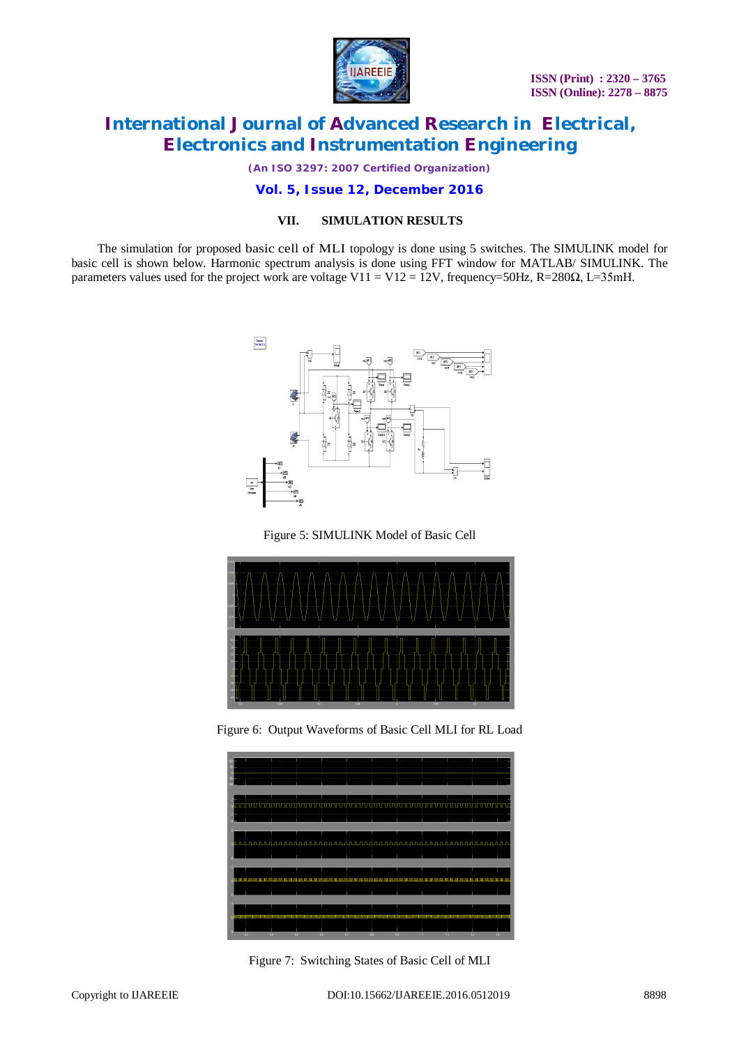## VII. SIMULATION RESULTS

The simulation for proposed basic cell of MLI topology is done using 5 switches. The SIMULINK model for basic cell is shown below. Harmonic spectrum analysis is done using FFT window for MATLAB/ SIMULINK. The parameters values used for the project work are voltage V11 = V12 = 12V, frequency=50Hz, R=280Ω, L=35mH.

Figure 5: SIMULINK Model of Basic Cell

Figure 6: Output Waveforms of Basic Cell MLI for RL Load

Figure 7: Switching States of Basic Cell of MLI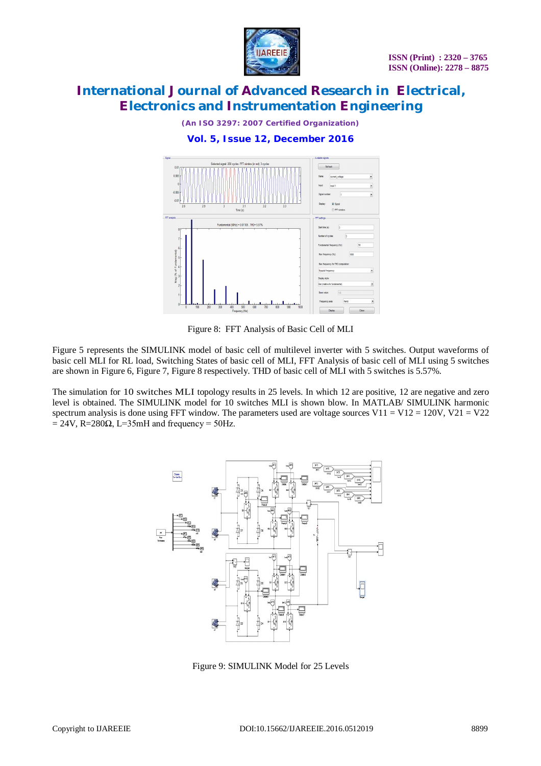Figure 8: FFT Analysis of Basic Cell of MLI

Figure 5 represents the SIMULINK model of basic cell of multilevel inverter with 5 switches. Output waveforms of basic cell MLI for RL load, Switching States of basic cell of MLI, FFT Analysis of basic cell of MLI using 5 switches are shown in Figure 6, Figure 7, Figure 8 respectively. THD of basic cell of MLI with 5 switches is 5.57%.

The simulation for 10 switches MLI topology results in 25 levels. In which 12 are positive, 12 are negative and zero level is obtained. The SIMULINK model for 10 switches MLI is shown blow. In MATLAB/ SIMULINK harmonic spectrum analysis is done using FFT window. The parameters used are voltage sources V11 = V12 = 120V, V21 = V22 = 24V, R=280Ω, L=35mH and frequency = 50Hz.

Figure 9: SIMULINK Model for 25 Levels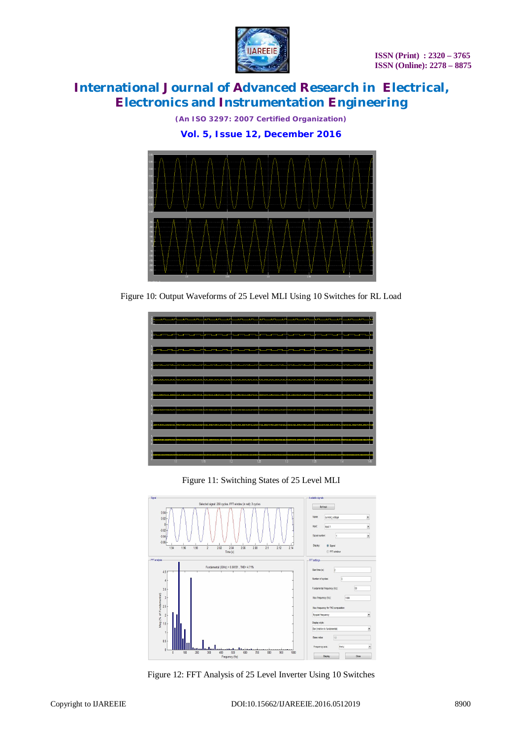Figure 10: Output Waveforms of 25 Level MLI Using 10 Switches for RL Load

Figure 11: Switching States of 25 Level MLI

Figure 12: FFT Analysis of 25 Level Inverter Using 10 Switches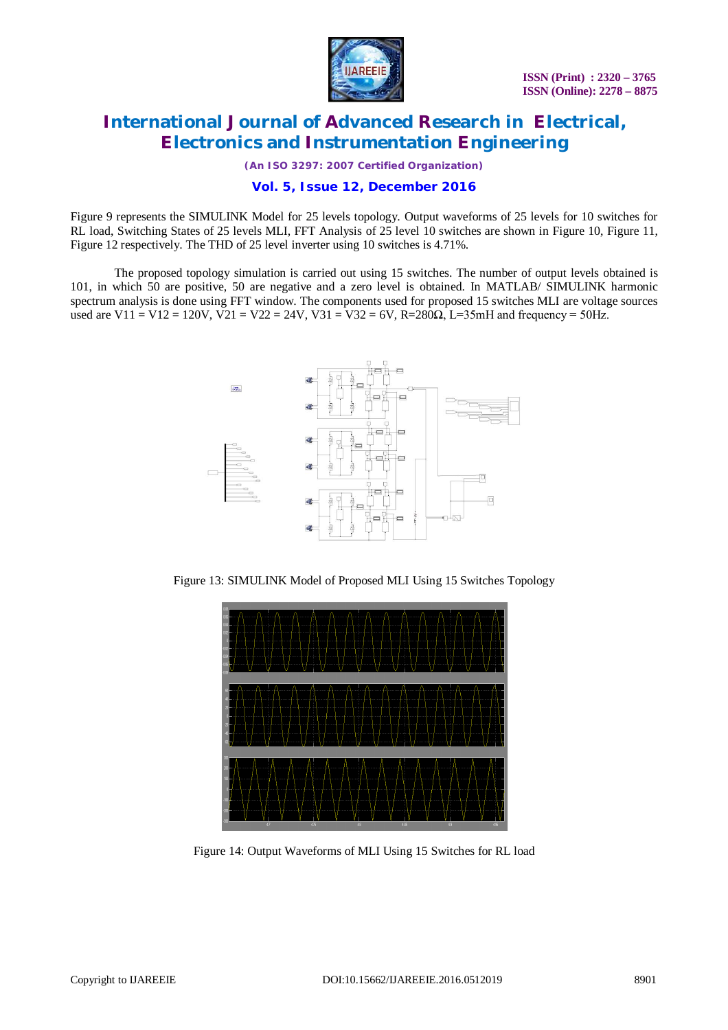Figure 9 represents the SIMULINK Model for 25 levels topology. Output waveforms of 25 levels for 10 switches for RL load, Switching States of 25 levels MLI, FFT Analysis of 25 level 10 switches are shown in Figure 10, Figure 11, Figure 12 respectively. The THD of 25 level inverter using 10 switches is 4.71%.

The proposed topology simulation is carried out using 15 switches. The number of output levels obtained is 101, in which 50 are positive, 50 are negative and a zero level is obtained. In MATLAB/ SIMULINK harmonic spectrum analysis is done using FFT window. The components used for proposed 15 switches MLI are voltage sources used are $V_{11} = V_{12} = 120V$, $V_{21} = V_{22} = 24V$, $V_{31} = V_{32} = 6V$, $R=280\Omega$, $L=35mH$ and frequency = 50Hz.

Figure 13: SIMULINK Model of Proposed MLI Using 15 Switches Topology

Figure 14: Output Waveforms of MLI Using 15 Switches for RL load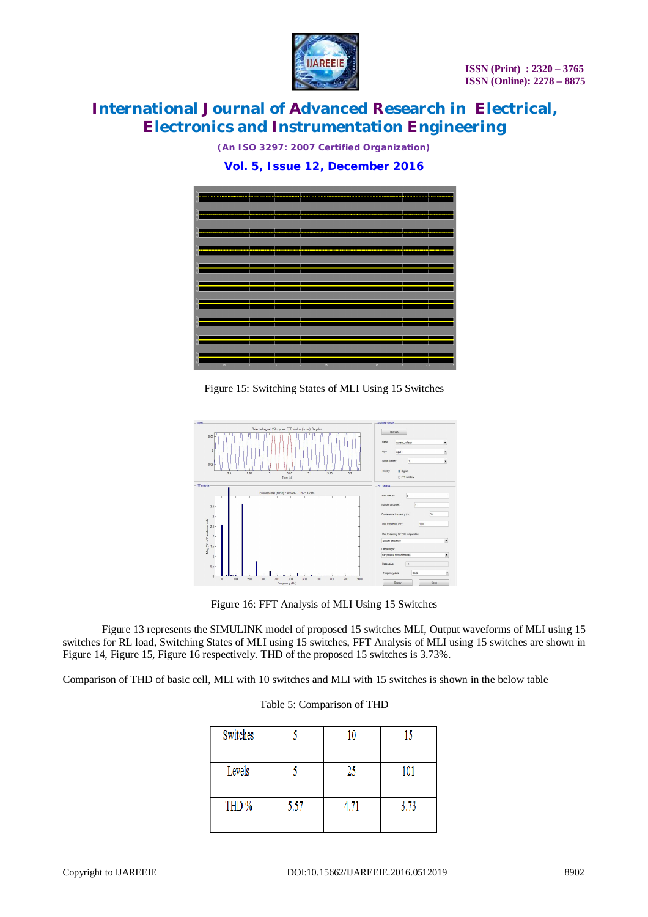Figure 15: Switching States of MLI Using 15 Switches

Figure 16: FFT Analysis of MLI Using 15 Switches

Figure 13 represents the SIMULINK model of proposed 15 switches MLI, Output waveforms of MLI using 15 switches for RL load, Switching States of MLI using 15 switches, FFT Analysis of MLI using 15 switches are shown in Figure 14, Figure 15, Figure 16 respectively. THD of the proposed 15 switches is 3.73%.

Comparison of THD of basic cell, MLI with 10 switches and MLI with 15 switches is shown in the below table

Table 5: Comparison of THD

| Switches | 5 | 10 | 15 |
|---|---|---|---|
| Levels | 5 | 25 | 101 |
| THD % | 5.57 | 4.71 | 3.73 |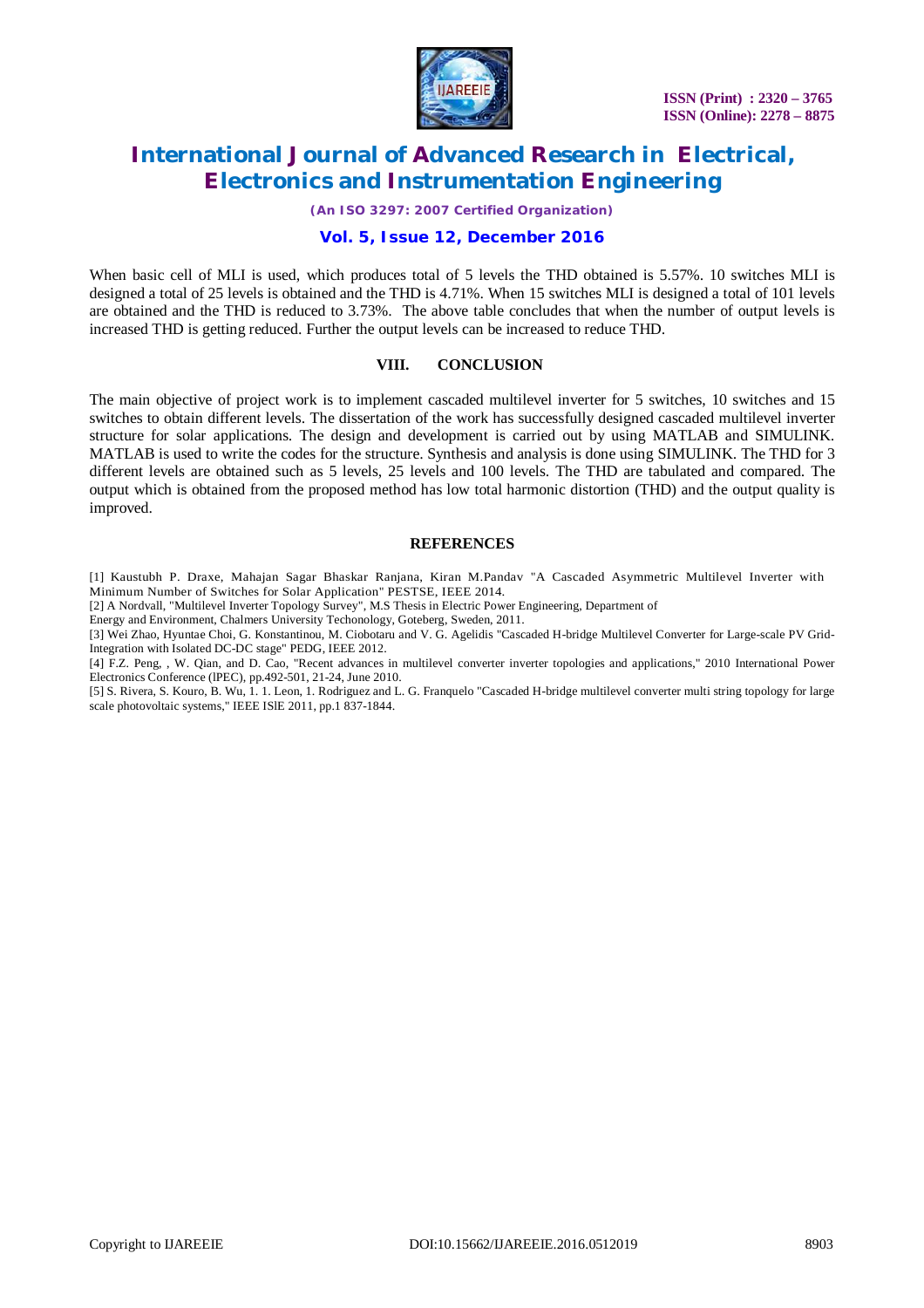When basic cell of MLI is used, which produces total of 5 levels the THD obtained is 5.57%. 10 switches MLI is designed a total of 25 levels is obtained and the THD is 4.71%. When 15 switches MLI is designed a total of 101 levels are obtained and the THD is reduced to 3.73%. The above table concludes that when the number of output levels is increased THD is getting reduced. Further the output levels can be increased to reduce THD.

## VIII. CONCLUSION

The main objective of project work is to implement cascaded multilevel inverter for 5 switches, 10 switches and 15 switches to obtain different levels. The dissertation of the work has successfully designed cascaded multilevel inverter structure for solar applications. The design and development is carried out by using MATLAB and SIMULINK. MATLAB is used to write the codes for the structure. Synthesis and analysis is done using SIMULINK. The THD for 3 different levels are obtained such as 5 levels, 25 levels and 100 levels. The THD are tabulated and compared. The output which is obtained from the proposed method has low total harmonic distortion (THD) and the output quality is improved.

## REFERENCES

[1] Kaustubh P. Draxe, Mahajan Sagar Bhaskar Ranjana, Kiran M.Pandav "A Cascaded Asymmetric Multilevel Inverter with Minimum Number of Switches for Solar Application" PESTSE, IEEE 2014.

[2] A Nordvall, "Multilevel Inverter Topology Survey", M.S Thesis in Electric Power Engineering, Department of Energy and Environment, Chalmers University Techonology, Goteberg, Sweden, 2011.

[3] Wei Zhao, Hyuntae Choi, G. Konstantinou, M. Ciobotaru and V. G. Agelidis "Cascaded H-bridge Multilevel Converter for Large-scale PV Grid-Integration with Isolated DC-DC stage" PEDG, IEEE 2012.

[4] F.Z. Peng, , W. Qian, and D. Cao, "Recent advances in multilevel converter inverter topologies and applications," 2010 International Power Electronics Conference (lPEC), pp.492-501, 21-24, June 2010.

[5] S. Rivera, S. Kouro, B. Wu, 1. 1. Leon, 1. Rodriguez and L. G. Franquelo "Cascaded H-bridge multilevel converter multi string topology for large scale photovoltaic systems," IEEE ISlE 2011, pp.1 837-1844.